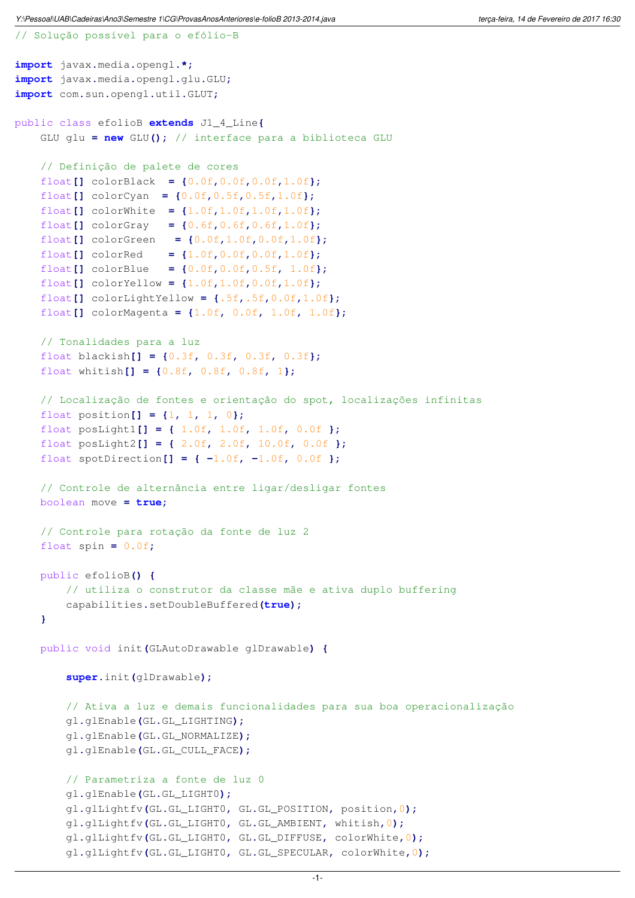```java
// Solução possível para o efólio-B

import javax.media.opengl.*;
import javax.media.opengl.glu.GLU;
import com.sun.opengl.util.GLUT;

public class efolioB extends J1_4_Line{
    GLU glu = new GLU(); // interface para a biblioteca GLU

    // Definição de palete de cores
    float[] colorBlack  = {0.0f,0.0f,0.0f,1.0f};
    float[] colorCyan  = {0.0f,0.5f,0.5f,1.0f};
    float[] colorWhite  = {1.0f,1.0f,1.0f,1.0f};
    float[] colorGray   = {0.6f,0.6f,0.6f,1.0f};
    float[] colorGreen   = {0.0f,1.0f,0.0f,1.0f};
    float[] colorRed    = {1.0f,0.0f,0.0f,1.0f};
    float[] colorBlue   = {0.0f,0.0f,0.5f, 1.0f};
    float[] colorYellow = {1.0f,1.0f,0.0f,1.0f};
    float[] colorLightYellow = {.5f,.5f,0.0f,1.0f};
    float[] colorMagenta = {1.0f, 0.0f, 1.0f, 1.0f};

    // Tonalidades para a luz
    float blackish[] = {0.3f, 0.3f, 0.3f, 0.3f};
    float whitish[] = {0.8f, 0.8f, 0.8f, 1};

    // Localização de fontes e orientação do spot, localizações infinitas
    float position[] = {1, 1, 1, 0};
    float posLight1[] = { 1.0f, 1.0f, 1.0f, 0.0f };
    float posLight2[] = { 2.0f, 2.0f, 10.0f, 0.0f };
    float spotDirection[] = { -1.0f, -1.0f, 0.0f };

    // Controle de alternância entre ligar/desligar fontes
    boolean move = true;

    // Controle para rotação da fonte de luz 2
    float spin = 0.0f;

    public efolioB() {
        // utiliza o construtor da classe mãe e ativa duplo buffering
        capabilities.setDoubleBuffered(true);
    }

    public void init(GLAutoDrawable glDrawable) {

        super.init(glDrawable);

        // Ativa a luz e demais funcionalidades para sua boa operacionalização
        gl.glEnable(GL.GL_LIGHTING);
        gl.glEnable(GL.GL_NORMALIZE);
        gl.glEnable(GL.GL_CULL_FACE);

        // Parametriza a fonte de luz 0
        gl.glEnable(GL.GL_LIGHT0);
        gl.glLightfv(GL.GL_LIGHT0, GL.GL_POSITION, position,0);
        gl.glLightfv(GL.GL_LIGHT0, GL.GL_AMBIENT, whitish,0);
        gl.glLightfv(GL.GL_LIGHT0, GL.GL_DIFFUSE, colorWhite,0);
        gl.glLightfv(GL.GL_LIGHT0, GL.GL_SPECULAR, colorWhite,0);
```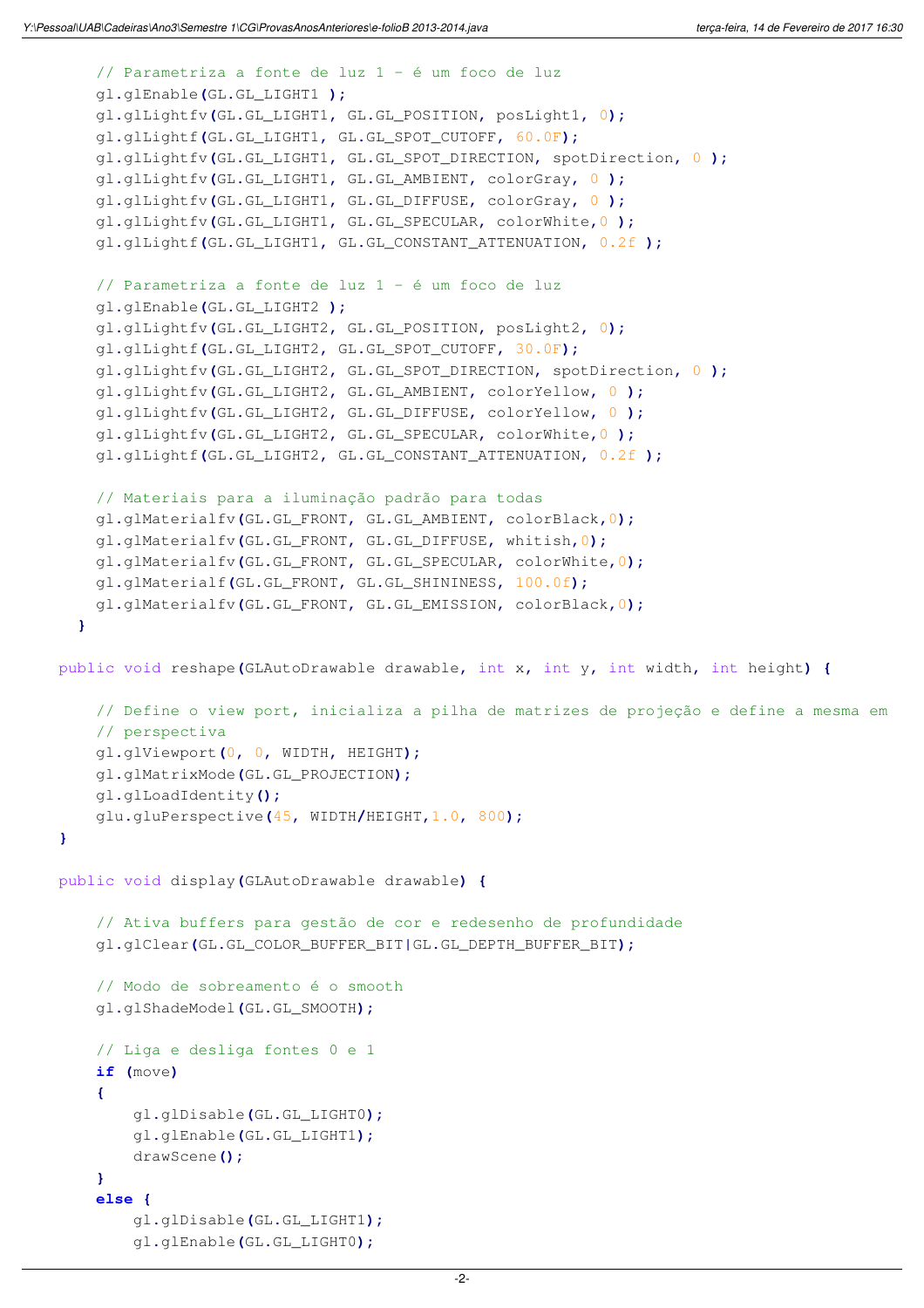```java
        // Parametriza a fonte de luz 1 - é um foco de luz
        gl.glEnable(GL.GL_LIGHT1 );
        gl.glLightfv(GL.GL_LIGHT1, GL.GL_POSITION, posLight1, 0);
        gl.glLightf(GL.GL_LIGHT1, GL.GL_SPOT_CUTOFF, 60.0F);
        gl.glLightfv(GL.GL_LIGHT1, GL.GL_SPOT_DIRECTION, spotDirection, 0 );
        gl.glLightfv(GL.GL_LIGHT1, GL.GL_AMBIENT, colorGray, 0 );
        gl.glLightfv(GL.GL_LIGHT1, GL.GL_DIFFUSE, colorGray, 0 );
        gl.glLightfv(GL.GL_LIGHT1, GL.GL_SPECULAR, colorWhite,0 );
        gl.glLightf(GL.GL_LIGHT1, GL.GL_CONSTANT_ATTENUATION, 0.2f );

        // Parametriza a fonte de luz 1 - é um foco de luz
        gl.glEnable(GL.GL_LIGHT2 );
        gl.glLightfv(GL.GL_LIGHT2, GL.GL_POSITION, posLight2, 0);
        gl.glLightf(GL.GL_LIGHT2, GL.GL_SPOT_CUTOFF, 30.0F);
        gl.glLightfv(GL.GL_LIGHT2, GL.GL_SPOT_DIRECTION, spotDirection, 0 );
        gl.glLightfv(GL.GL_LIGHT2, GL.GL_AMBIENT, colorYellow, 0 );
        gl.glLightfv(GL.GL_LIGHT2, GL.GL_DIFFUSE, colorYellow, 0 );
        gl.glLightfv(GL.GL_LIGHT2, GL.GL_SPECULAR, colorWhite,0 );
        gl.glLightf(GL.GL_LIGHT2, GL.GL_CONSTANT_ATTENUATION, 0.2f );

        // Materiais para a iluminação padrão para todas
        gl.glMaterialfv(GL.GL_FRONT, GL.GL_AMBIENT, colorBlack,0);
        gl.glMaterialfv(GL.GL_FRONT, GL.GL_DIFFUSE, whitish,0);
        gl.glMaterialfv(GL.GL_FRONT, GL.GL_SPECULAR, colorWhite,0);
        gl.glMaterialf(GL.GL_FRONT, GL.GL_SHININESS, 100.0f);
        gl.glMaterialfv(GL.GL_FRONT, GL.GL_EMISSION, colorBlack,0);
      }

    public void reshape(GLAutoDrawable drawable, int x, int y, int width, int height) {

        // Define o view port, inicializa a pilha de matrizes de projeção e define a mesma em
        // perspectiva
        gl.glViewport(0, 0, WIDTH, HEIGHT);
        gl.glMatrixMode(GL.GL_PROJECTION);
        gl.glLoadIdentity();
        glu.gluPerspective(45, WIDTH/HEIGHT,1.0, 800);
    }

    public void display(GLAutoDrawable drawable) {

        // Ativa buffers para gestão de cor e redesenho de profundidade
        gl.glClear(GL.GL_COLOR_BUFFER_BIT|GL.GL_DEPTH_BUFFER_BIT);

        // Modo de sobreamento é o smooth
        gl.glShadeModel(GL.GL_SMOOTH);

        // Liga e desliga fontes 0 e 1
        if (move)
        {
            gl.glDisable(GL.GL_LIGHT0);
            gl.glEnable(GL.GL_LIGHT1);
            drawScene();
        }
        else {
            gl.glDisable(GL.GL_LIGHT1);
            gl.glEnable(GL.GL_LIGHT0);
```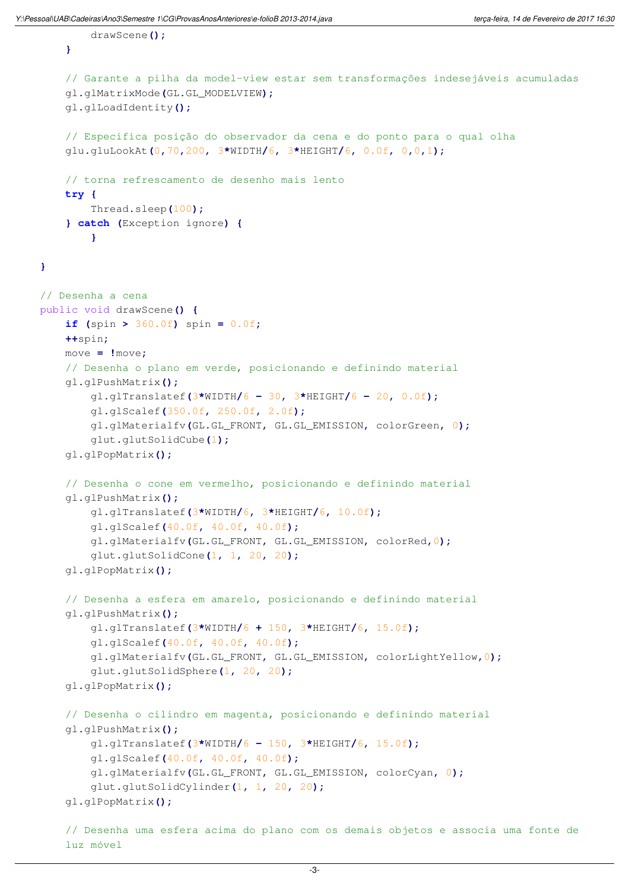```java
            drawScene();
        }

        // Garante a pilha da model-view estar sem transformações indesejáveis acumuladas
        gl.glMatrixMode(GL.GL_MODELVIEW);
        gl.glLoadIdentity();

        // Especifica posição do observador da cena e do ponto para o qual olha
        glu.gluLookAt(0,70,200, 3*WIDTH/6, 3*HEIGHT/6, 0.0f, 0,0,1);

        // torna refrescamento de desenho mais lento
        try {
            Thread.sleep(100);
        } catch (Exception ignore) {
            }

    }

    // Desenha a cena
    public void drawScene() {
        if (spin > 360.0f) spin = 0.0f;
        ++spin;
        move = !move;
        // Desenha o plano em verde, posicionando e definindo material
        gl.glPushMatrix();
            gl.glTranslatef(3*WIDTH/6 - 30, 3*HEIGHT/6 - 20, 0.0f);
            gl.glScalef(350.0f, 250.0f, 2.0f);
            gl.glMaterialfv(GL.GL_FRONT, GL.GL_EMISSION, colorGreen, 0);
            glut.glutSolidCube(1);
        gl.glPopMatrix();

        // Desenha o cone em vermelho, posicionando e definindo material
        gl.glPushMatrix();
            gl.glTranslatef(3*WIDTH/6, 3*HEIGHT/6, 10.0f);
            gl.glScalef(40.0f, 40.0f, 40.0f);
            gl.glMaterialfv(GL.GL_FRONT, GL.GL_EMISSION, colorRed,0);
            glut.glutSolidCone(1, 1, 20, 20);
        gl.glPopMatrix();

        // Desenha a esfera em amarelo, posicionando e definindo material
        gl.glPushMatrix();
            gl.glTranslatef(3*WIDTH/6 + 150, 3*HEIGHT/6, 15.0f);
            gl.glScalef(40.0f, 40.0f, 40.0f);
            gl.glMaterialfv(GL.GL_FRONT, GL.GL_EMISSION, colorLightYellow,0);
            glut.glutSolidSphere(1, 20, 20);
        gl.glPopMatrix();

        // Desenha o cilindro em magenta, posicionando e definindo material
        gl.glPushMatrix();
            gl.glTranslatef(3*WIDTH/6 - 150, 3*HEIGHT/6, 15.0f);
            gl.glScalef(40.0f, 40.0f, 40.0f);
            gl.glMaterialfv(GL.GL_FRONT, GL.GL_EMISSION, colorCyan, 0);
            glut.glutSolidCylinder(1, 1, 20, 20);
        gl.glPopMatrix();

        // Desenha uma esfera acima do plano com os demais objetos e associa uma fonte de
        luz móvel
```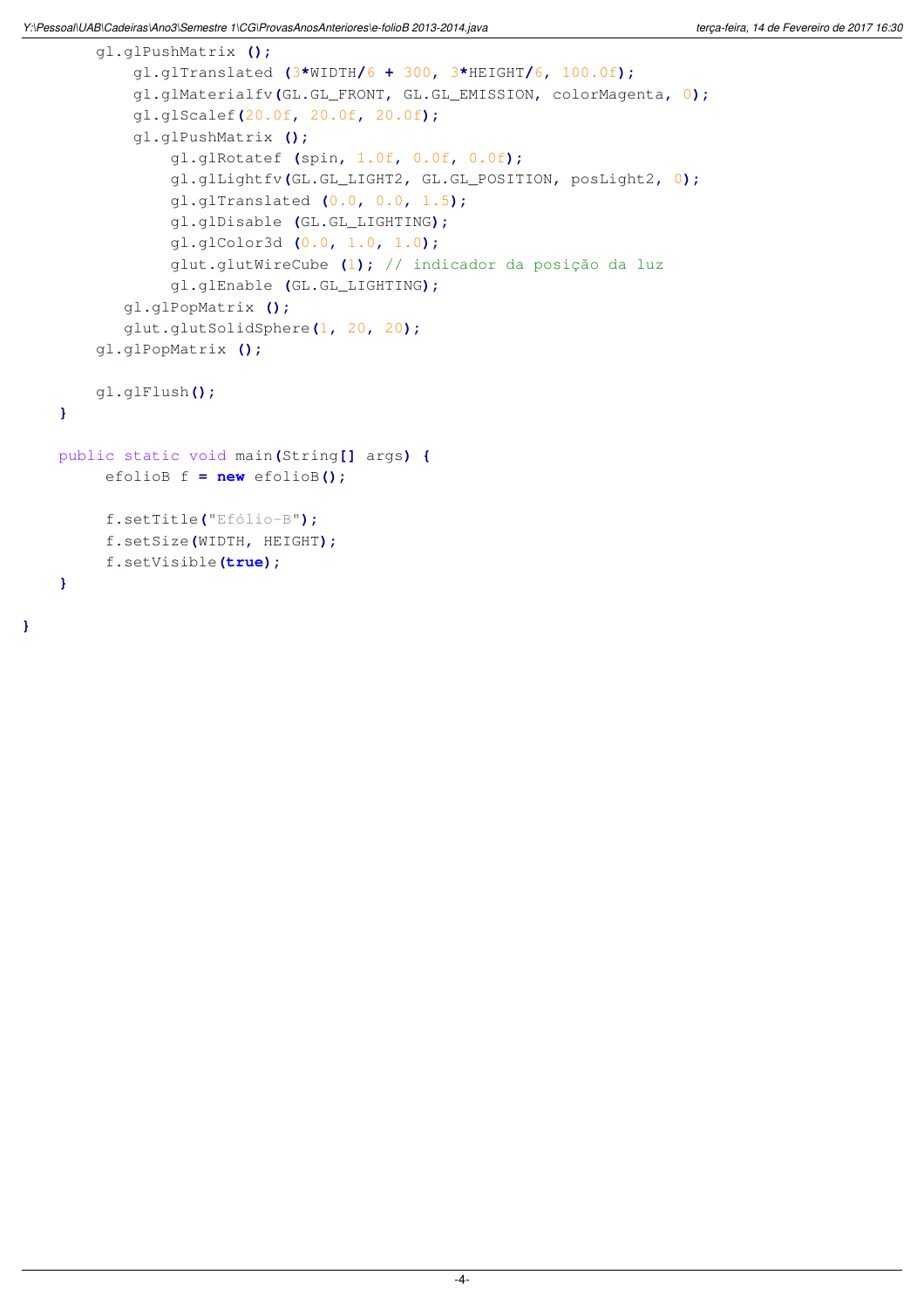```java
        gl.glPushMatrix ();
            gl.glTranslated (3*WIDTH/6 + 300, 3*HEIGHT/6, 100.0f);
            gl.glMaterialfv(GL.GL_FRONT, GL.GL_EMISSION, colorMagenta, 0);
            gl.glScalef(20.0f, 20.0f, 20.0f);
            gl.glPushMatrix ();
                gl.glRotatef (spin, 1.0f, 0.0f, 0.0f);
                gl.glLightfv(GL.GL_LIGHT2, GL.GL_POSITION, posLight2, 0);
                gl.glTranslated (0.0, 0.0, 1.5);
                gl.glDisable (GL.GL_LIGHTING);
                gl.glColor3d (0.0, 1.0, 1.0);
                glut.glutWireCube (1); // indicador da posição da luz
                gl.glEnable (GL.GL_LIGHTING);
           gl.glPopMatrix ();
           glut.glutSolidSphere(1, 20, 20);
        gl.glPopMatrix ();

        gl.glFlush();
    }

    public static void main(String[] args) {
         efolioB f = new efolioB();

         f.setTitle("Efólio-B");
         f.setSize(WIDTH, HEIGHT);
         f.setVisible(true);
    }

}
```